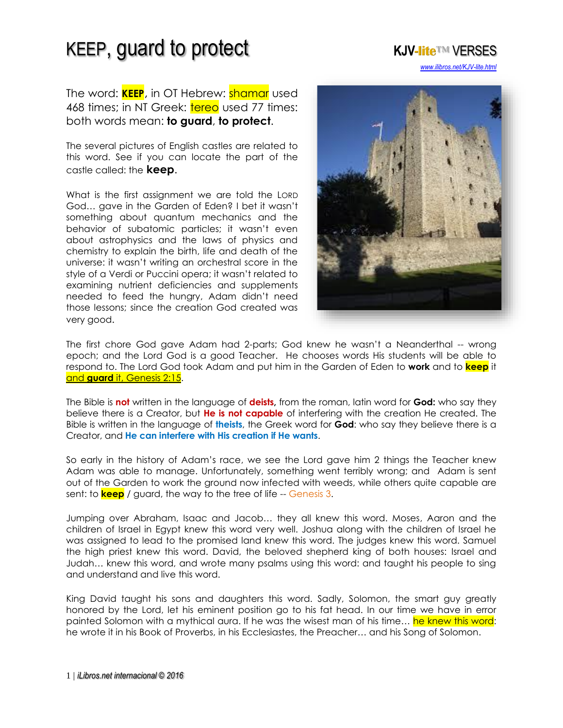# KEEP, guard to protect

**KJV-lite™ VERSES**

www.ilibros.net/KJV-lite.html

The word: **KEEP**, in OT Hebrew: shamar used 468 times; in NT Greek: tereo used 77 times: both words mean: **to guard**, **to protect**.

The several pictures of English castles are related to this word. See if you can locate the part of the castle called: the **keep**.

What is the first assignment we are told the LORD God… gave in the Garden of Eden? I bet it wasn't something about quantum mechanics and the behavior of subatomic particles; it wasn't even about astrophysics and the laws of physics and chemistry to explain the birth, life and death of the universe: it wasn't writing an orchestral score in the style of a Verdi or Puccini opera; it wasn't related to examining nutrient deficiencies and supplements needed to feed the hungry, Adam didn't need those lessons; since the creation God created was very good.

The first chore God gave Adam had 2-parts; God knew he wasn't a Neanderthal -- wrong epoch; and the Lord God is a good Teacher. He chooses words His students will be able to respond to. The Lord God took Adam and put him in the Garden of Eden to **work** and to **keep** it and **guard** it, Genesis 2:15.

The Bible is **not** written in the language of **deists,** from the roman, latin word for **God:** who say they believe there is a Creator, but **He is not capable** of interfering with the creation He created. The Bible is written in the language of **theists**, the Greek word for **God**: who say they believe there is a Creator, and **He can interfere with His creation if He wants**.

So early in the history of Adam's race, we see the Lord gave him 2 things the Teacher knew Adam was able to manage. Unfortunately, something went terribly wrong; and Adam is sent out of the Garden to work the ground now infected with weeds, while others quite capable are sent: to **keep** / guard, the way to the tree of life -- Genesis 3.

Jumping over Abraham, Isaac and Jacob… they all knew this word. Moses, Aaron and the children of Israel in Egypt knew this word very well. Joshua along with the children of Israel he was assigned to lead to the promised land knew this word. The judges knew this word. Samuel the high priest knew this word. David, the beloved shepherd king of both houses: Israel and Judah… knew this word, and wrote many psalms using this word: and taught his people to sing and understand and live this word.

King David taught his sons and daughters this word. Sadly, Solomon, the smart guy greatly honored by the Lord, let his eminent position go to his fat head. In our time we have in error painted Solomon with a mythical aura. If he was the wisest man of his time… he knew this word: he wrote it in his Book of Proverbs, in his Ecclesiastes, the Preacher… and his Song of Solomon.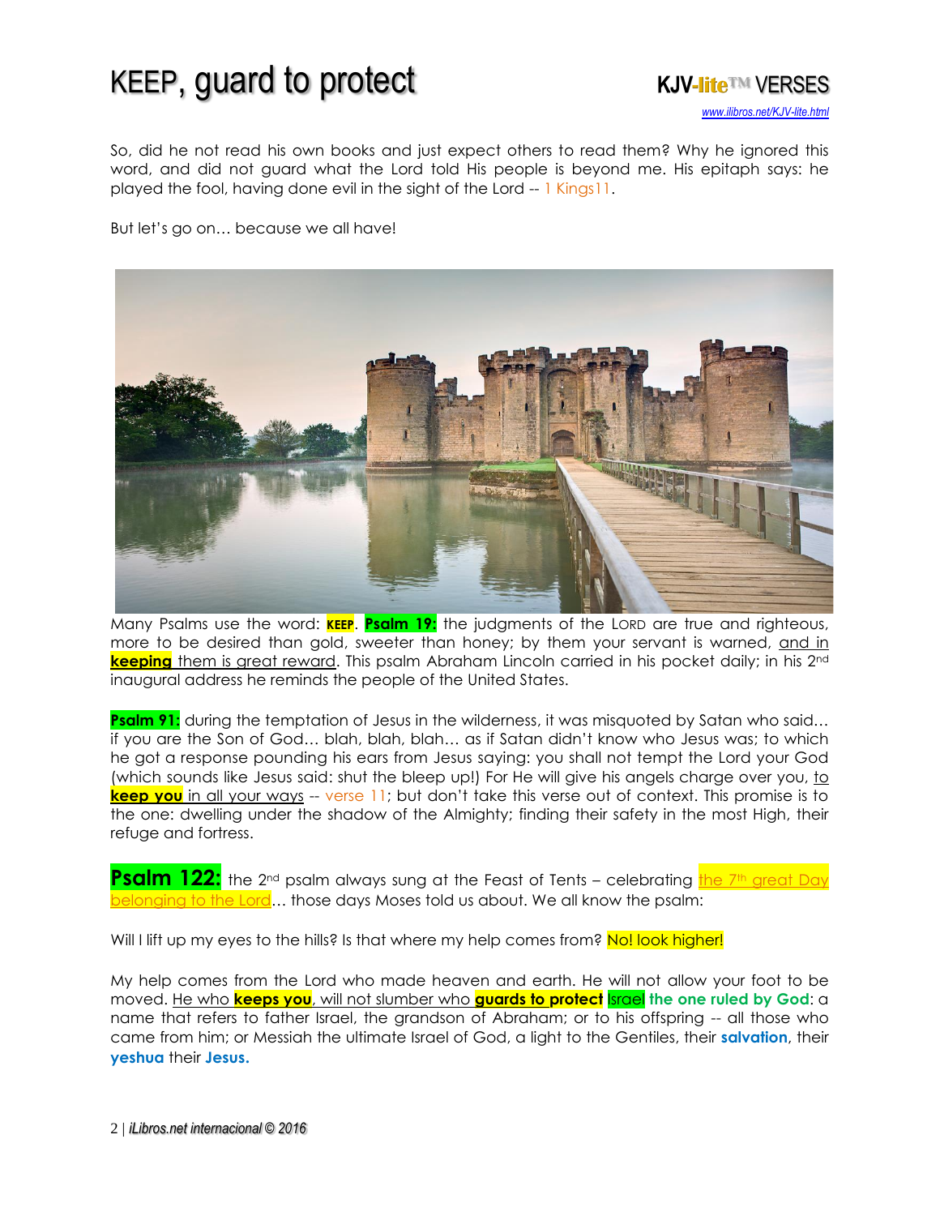So, did he not read his own books and just expect others to read them? Why he ignored this word, and did not guard what the Lord told His people is beyond me. His epitaph says: he played the fool, having done evil in the sight of the Lord -- 1 Kings11.

But let's go on… because we all have!

Many Psalms use the word: **KEEP**. **Psalm 19:** the judgments of the LORD are true and righteous, more to be desired than gold, sweeter than honey; by them your servant is warned, and in **keeping** them is great reward. This psalm Abraham Lincoln carried in his pocket daily; in his 2nd inaugural address he reminds the people of the United States.

**Psalm 91:** during the temptation of Jesus in the wilderness, it was misquoted by Satan who said… if you are the Son of God… blah, blah, blah… as if Satan didn't know who Jesus was; to which he got a response pounding his ears from Jesus saying: you shall not tempt the Lord your God (which sounds like Jesus said: shut the bleep up!) For He will give his angels charge over you, to **keep you** in all your ways -- verse 11; but don't take this verse out of context. This promise is to the one: dwelling under the shadow of the Almighty; finding their safety in the most High, their refuge and fortress.

**Psalm 122:** the 2nd psalm always sung at the Feast of Tents – celebrating the 7th great Day belonging to the Lord… those days Moses told us about. We all know the psalm:

Will I lift up my eyes to the hills? Is that where my help comes from? No! look higher!

My help comes from the Lord who made heaven and earth. He will not allow your foot to be moved. He who **keeps you**, will not slumber who **guards to protect** Israel **the one ruled by God**: a name that refers to father Israel, the grandson of Abraham; or to his offspring -- all those who came from him; or Messiah the ultimate Israel of God, a light to the Gentiles, their **salvation**, their **yeshua** their **Jesus.**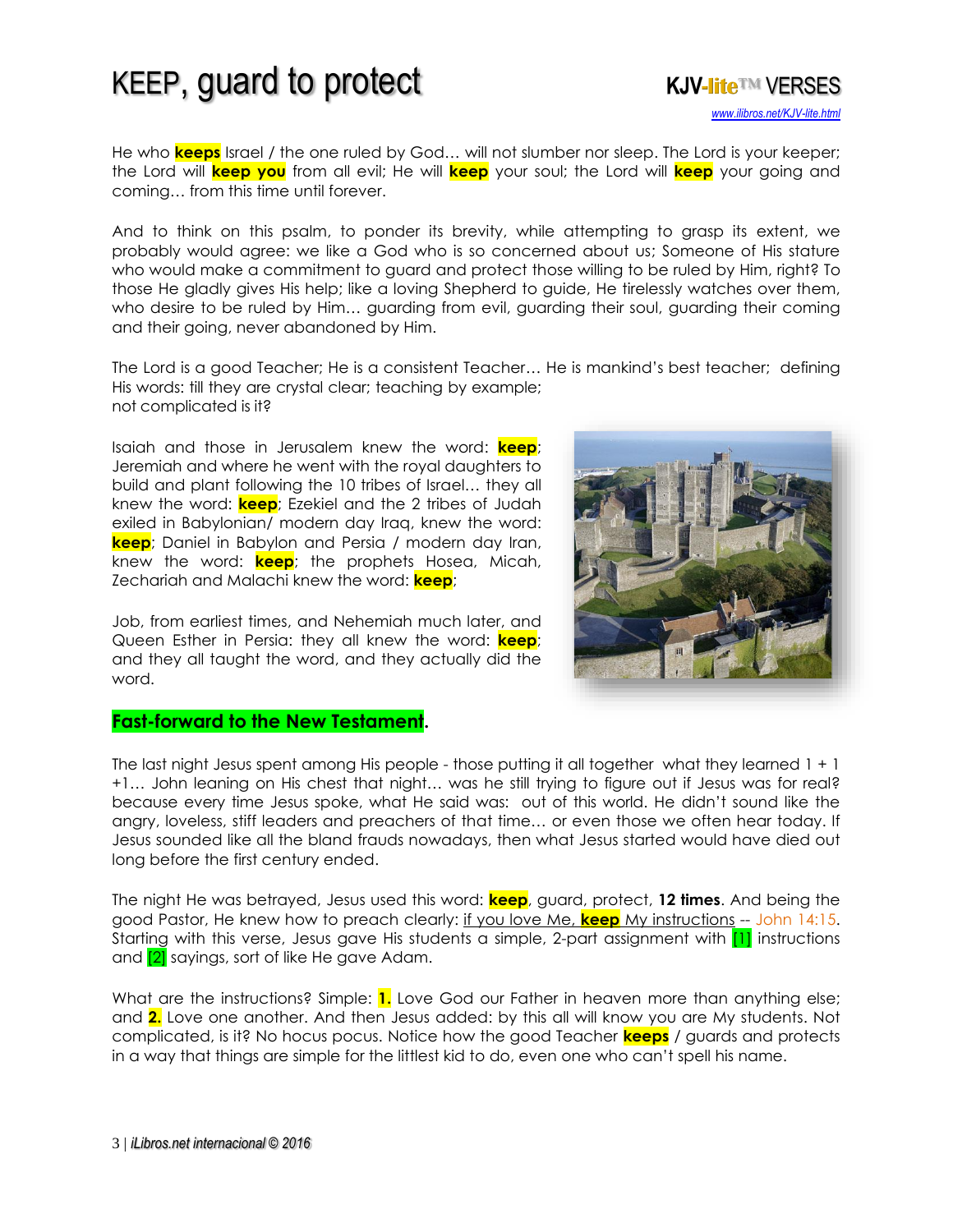# KEEP, guard to protect

He who **keeps** Israel / the one ruled by God… will not slumber nor sleep. The Lord is your keeper; the Lord will **keep you** from all evil; He will **keep** your soul; the Lord will **keep** your going and coming… from this time until forever.

And to think on this psalm, to ponder its brevity, while attempting to grasp its extent, we probably would agree: we like a God who is so concerned about us; Someone of His stature who would make a commitment to guard and protect those willing to be ruled by Him, right? To those He gladly gives His help; like a loving Shepherd to guide, He tirelessly watches over them, who desire to be ruled by Him… guarding from evil, guarding their soul, guarding their coming and their going, never abandoned by Him.

The Lord is a good Teacher; He is a consistent Teacher… He is mankind's best teacher; defining His words: till they are crystal clear; teaching by example; not complicated is it?

Isaiah and those in Jerusalem knew the word: **keep**; Jeremiah and where he went with the royal daughters to build and plant following the 10 tribes of Israel… they all knew the word: **keep**; Ezekiel and the 2 tribes of Judah exiled in Babylonian/ modern day Iraq, knew the word: **keep**; Daniel in Babylon and Persia / modern day Iran, knew the word: **keep**; the prophets Hosea, Micah, Zechariah and Malachi knew the word: **keep**;

Job, from earliest times, and Nehemiah much later, and Queen Esther in Persia: they all knew the word: **keep**; and they all taught the word, and they actually did the word.

## Fast-forward to the New Testament.

The last night Jesus spent among His people - those putting it all together what they learned 1 + 1 +1… John leaning on His chest that night… was he still trying to figure out if Jesus was for real? because every time Jesus spoke, what He said was: out of this world. He didn't sound like the angry, loveless, stiff leaders and preachers of that time… or even those we often hear today. If Jesus sounded like all the bland frauds nowadays, then what Jesus started would have died out long before the first century ended.

The night He was betrayed, Jesus used this word: **keep**, guard, protect, **12 times**. And being the good Pastor, He knew how to preach clearly: if you love Me, **keep** My instructions -- John 14:15. Starting with this verse, Jesus gave His students a simple, 2-part assignment with [1] instructions and [2] sayings, sort of like He gave Adam.

What are the instructions? Simple: **1.** Love God our Father in heaven more than anything else; and **2.** Love one another. And then Jesus added: by this all will know you are My students. Not complicated, is it? No hocus pocus. Notice how the good Teacher **keeps** / guards and protects in a way that things are simple for the littlest kid to do, even one who can't spell his name.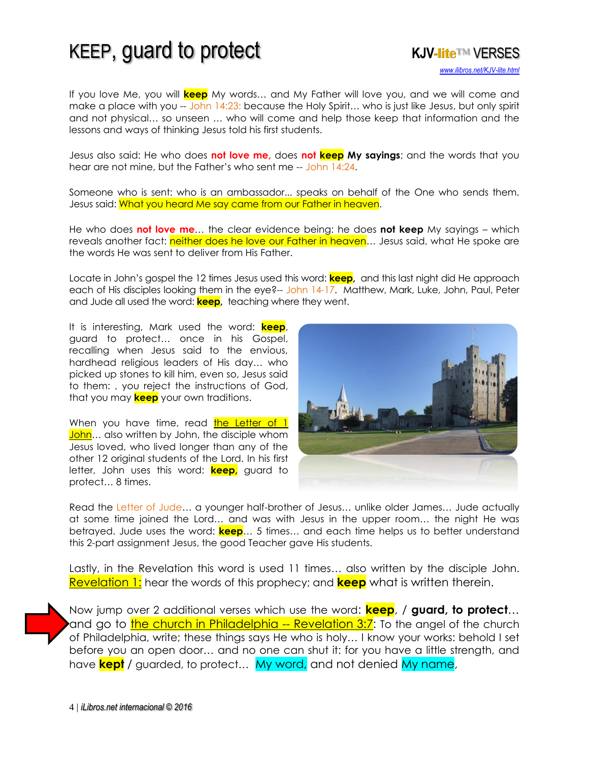# KEEP, guard to protect

**KJV-lite™ VERSES**

www.ilibros.net/KJV-lite.html

If you love Me, you will **keep** My words… and My Father will love you, and we will come and make a place with you -- John 14:23: because the Holy Spirit… who is just like Jesus, but only spirit and not physical… so unseen … who will come and help those keep that information and the lessons and ways of thinking Jesus told his first students.

Jesus also said: He who does **not love me,** does **not keep My sayings**; and the words that you hear are not mine, but the Father's who sent me -- John 14:24.

Someone who is sent: who is an ambassador... speaks on behalf of the One who sends them. Jesus said: What you heard Me say came from our Father in heaven.

He who does **not love me**… the clear evidence being: he does **not keep** My sayings – which reveals another fact: neither does he love our Father in heaven… Jesus said, what He spoke are the words He was sent to deliver from His Father.

Locate in John's gospel the 12 times Jesus used this word: **keep**, and this last night did He approach each of His disciples looking them in the eye?-- John 14-17. Matthew, Mark, Luke, John, Paul, Peter and Jude all used the word: **keep**, teaching where they went.

It is interesting, Mark used the word: **keep**, guard to protect… once in his Gospel, recalling when Jesus said to the envious, hardhead religious leaders of His day… who picked up stones to kill him, even so, Jesus said to them: , you reject the instructions of God, that you may **keep** your own traditions.

When you have time, read the Letter of 1 John… also written by John, the disciple whom Jesus loved, who lived longer than any of the other 12 original students of the Lord. In his first letter, John uses this word: **keep,** guard to protect… 8 times.

Read the Letter of Jude… a younger half-brother of Jesus… unlike older James… Jude actually at some time joined the Lord… and was with Jesus in the upper room… the night He was betrayed. Jude uses the word: **keep**… 5 times… and each time helps us to better understand this 2-part assignment Jesus, the good Teacher gave His students.

Lastly, in the Revelation this word is used 11 times… also written by the disciple John. Revelation 1: hear the words of this prophecy; and **keep** what is written therein.

Now jump over 2 additional verses which use the word: **keep**, / **guard, to protect**… and go to the church in Philadelphia -- Revelation 3:7: To the angel of the church of Philadelphia, write; these things says He who is holy… I know your works: behold I set before you an open door… and no one can shut it: for you have a little strength, and have **kept** / guarded, to protect… My word, and not denied My name,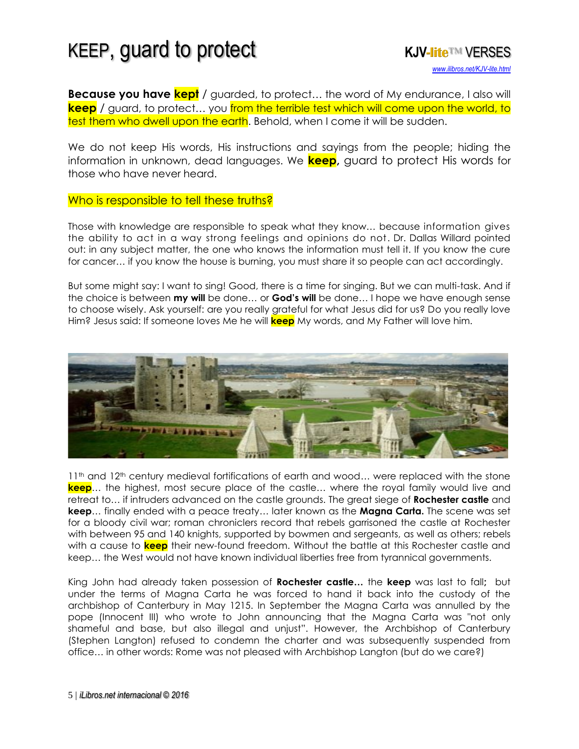# KEEP, guard to protect

**KJV-lite™ VERSES**
*www.ilibros.net/KJV-lite.html*

**Because you have kept** / guarded, to protect… the word of My endurance, I also will **keep** / guard, to protect… you from the terrible test which will come upon the world, to test them who dwell upon the earth. Behold, when I come it will be sudden.

We do not keep His words, His instructions and sayings from the people; hiding the information in unknown, dead languages. We **keep**, guard to protect His words for those who have never heard.

Who is responsible to tell these truths?

Those with knowledge are responsible to speak what they know… because information gives the ability to act in a way strong feelings and opinions do not. Dr. Dallas Willard pointed out: in any subject matter, the one who knows the information must tell it. If you know the cure for cancer… if you know the house is burning, you must share it so people can act accordingly.

But some might say: I want to sing! Good, there is a time for singing. But we can multi-task. And if the choice is between **my will** be done… or **God's will** be done… I hope we have enough sense to choose wisely. Ask yourself: are you really grateful for what Jesus did for us? Do you really love Him? Jesus said: If someone loves Me he will **keep** My words, and My Father will love him.

11th and 12th century medieval fortifications of earth and wood… were replaced with the stone **keep**… the highest, most secure place of the castle… where the royal family would live and retreat to… if intruders advanced on the castle grounds. The great siege of **Rochester castle** and **keep**… finally ended with a peace treaty… later known as the **Magna Carta.** The scene was set for a bloody civil war; roman chroniclers record that rebels garrisoned the castle at Rochester with between 95 and 140 knights, supported by bowmen and sergeants, as well as others; rebels with a cause to **keep** their new-found freedom. Without the battle at this Rochester castle and keep… the West would not have known individual liberties free from tyrannical governments.

King John had already taken possession of **Rochester castle…** the **keep** was last to fall**;** but under the terms of Magna Carta he was forced to hand it back into the custody of the archbishop of Canterbury in May 1215. In September the Magna Carta was annulled by the pope (Innocent III) who wrote to John announcing that the Magna Carta was "not only shameful and base, but also illegal and unjust". However, the Archbishop of Canterbury (Stephen Langton) refused to condemn the charter and was subsequently suspended from office… in other words: Rome was not pleased with Archbishop Langton (but do we care?)

*iLibros.net internacional © 2016*